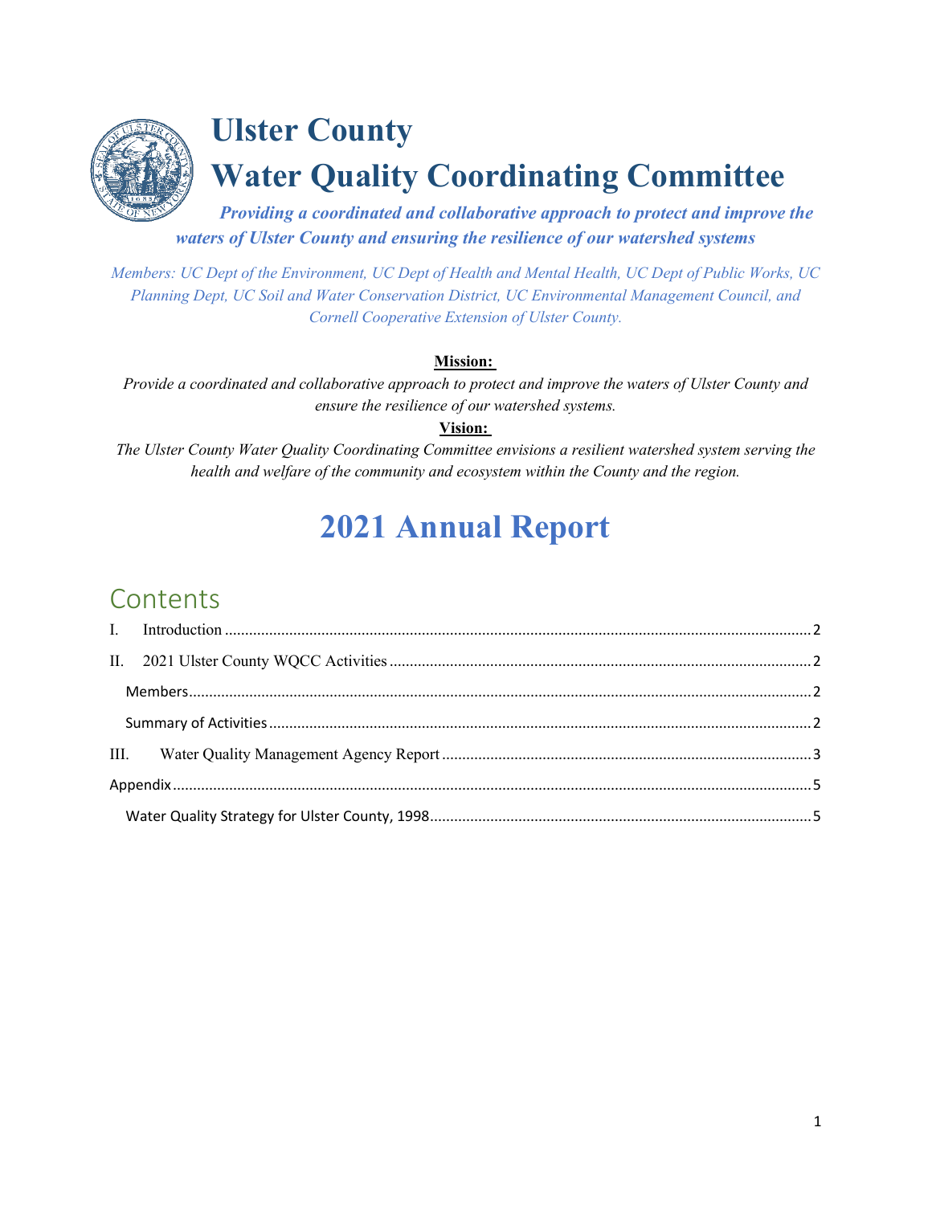# Ulster County

# Water Quality Coordinating Committee

***Providing a coordinated and collaborative approach to protect and improve the waters of Ulster County and ensuring the resilience of our watershed systems***

*Members: UC Dept of the Environment, UC Dept of Health and Mental Health, UC Dept of Public Works, UC Planning Dept, UC Soil and Water Conservation District, UC Environmental Management Council, and Cornell Cooperative Extension of Ulster County.*

**Mission:**

*Provide a coordinated and collaborative approach to protect and improve the waters of Ulster County and ensure the resilience of our watershed systems.*

**Vision:**

*The Ulster County Water Quality Coordinating Committee envisions a resilient watershed system serving the health and welfare of the community and ecosystem within the County and the region.*

# 2021 Annual Report

## Contents

- I. Introduction ........ 2
- II. 2021 Ulster County WQCC Activities ........ 2
  - Members ........ 2
  - Summary of Activities ........ 2
- III. Water Quality Management Agency Report ........ 3
- Appendix ........ 5
  - Water Quality Strategy for Ulster County, 1998 ........ 5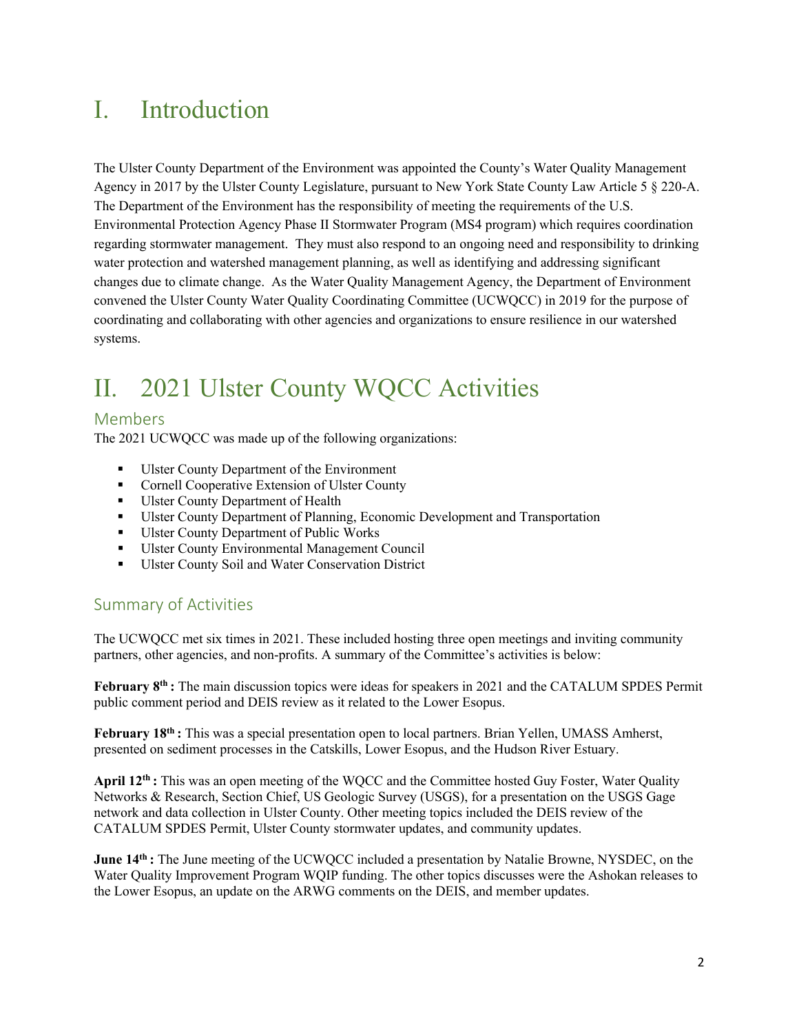# I. Introduction

The Ulster County Department of the Environment was appointed the County's Water Quality Management Agency in 2017 by the Ulster County Legislature, pursuant to New York State County Law Article 5 § 220-A. The Department of the Environment has the responsibility of meeting the requirements of the U.S. Environmental Protection Agency Phase II Stormwater Program (MS4 program) which requires coordination regarding stormwater management. They must also respond to an ongoing need and responsibility to drinking water protection and watershed management planning, as well as identifying and addressing significant changes due to climate change. As the Water Quality Management Agency, the Department of Environment convened the Ulster County Water Quality Coordinating Committee (UCWQCC) in 2019 for the purpose of coordinating and collaborating with other agencies and organizations to ensure resilience in our watershed systems.

# II. 2021 Ulster County WQCC Activities

## Members

The 2021 UCWQCC was made up of the following organizations:

- Ulster County Department of the Environment
- Cornell Cooperative Extension of Ulster County
- Ulster County Department of Health
- Ulster County Department of Planning, Economic Development and Transportation
- Ulster County Department of Public Works
- Ulster County Environmental Management Council
- Ulster County Soil and Water Conservation District

## Summary of Activities

The UCWQCC met six times in 2021. These included hosting three open meetings and inviting community partners, other agencies, and non-profits. A summary of the Committee's activities is below:

**February 8th :** The main discussion topics were ideas for speakers in 2021 and the CATALUM SPDES Permit public comment period and DEIS review as it related to the Lower Esopus.

**February 18th :** This was a special presentation open to local partners. Brian Yellen, UMASS Amherst, presented on sediment processes in the Catskills, Lower Esopus, and the Hudson River Estuary.

**April 12th :** This was an open meeting of the WQCC and the Committee hosted Guy Foster, Water Quality Networks & Research, Section Chief, US Geologic Survey (USGS), for a presentation on the USGS Gage network and data collection in Ulster County. Other meeting topics included the DEIS review of the CATALUM SPDES Permit, Ulster County stormwater updates, and community updates.

**June 14th :** The June meeting of the UCWQCC included a presentation by Natalie Browne, NYSDEC, on the Water Quality Improvement Program WQIP funding. The other topics discuses were the Ashokan releases to the Lower Esopus, an update on the ARWG comments on the DEIS, and member updates.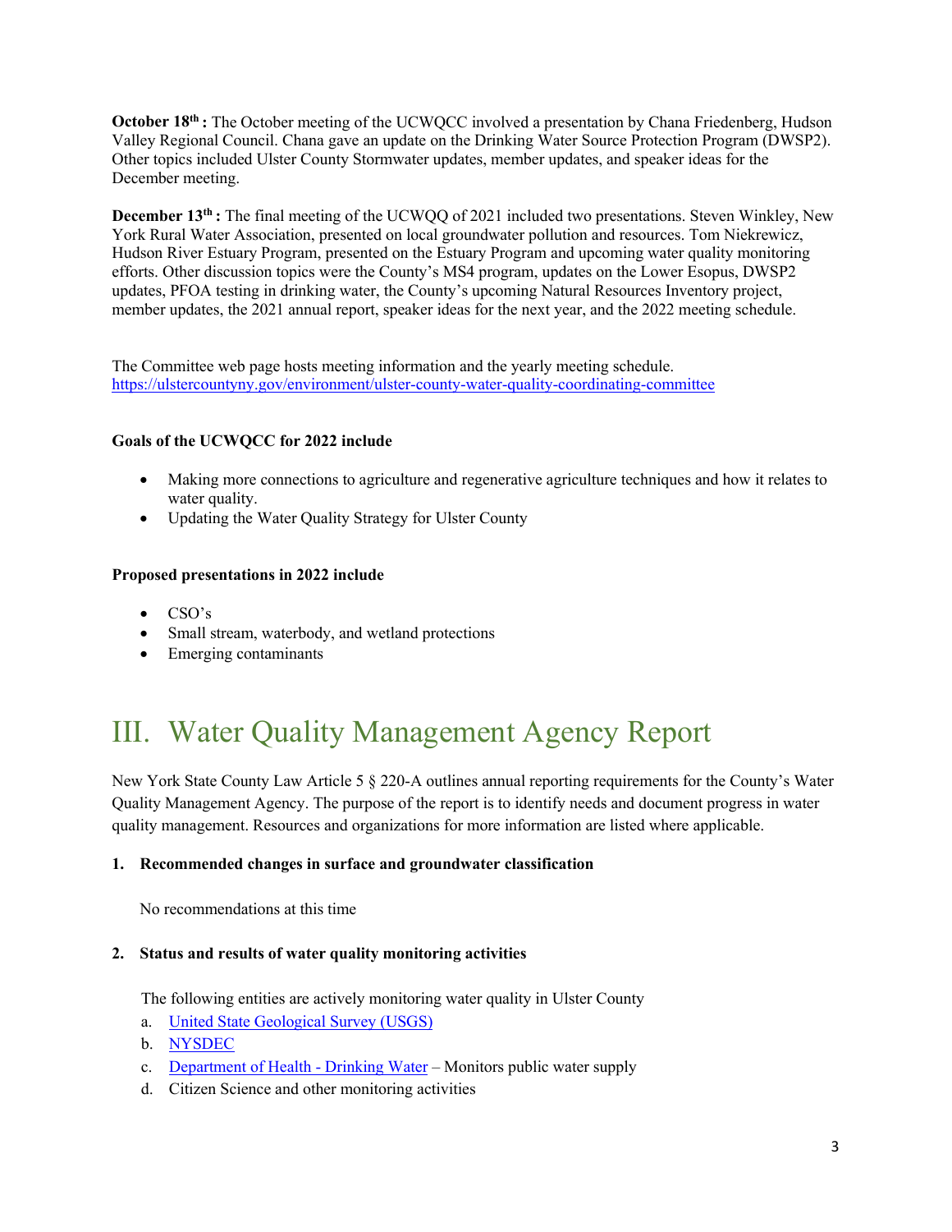**October 18th :** The October meeting of the UCWQCC involved a presentation by Chana Friedenberg, Hudson Valley Regional Council. Chana gave an update on the Drinking Water Source Protection Program (DWSP2). Other topics included Ulster County Stormwater updates, member updates, and speaker ideas for the December meeting.

**December 13th :** The final meeting of the UCWQQ of 2021 included two presentations. Steven Winkley, New York Rural Water Association, presented on local groundwater pollution and resources. Tom Niekrewicz, Hudson River Estuary Program, presented on the Estuary Program and upcoming water quality monitoring efforts. Other discussion topics were the County's MS4 program, updates on the Lower Esopus, DWSP2 updates, PFOA testing in drinking water, the County's upcoming Natural Resources Inventory project, member updates, the 2021 annual report, speaker ideas for the next year, and the 2022 meeting schedule.

The Committee web page hosts meeting information and the yearly meeting schedule.
[https://ulstercountyny.gov/environment/ulster-county-water-quality-coordinating-committee](https://ulstercountyny.gov/environment/ulster-county-water-quality-coordinating-committee)

**Goals of the UCWQCC for 2022 include**

- Making more connections to agriculture and regenerative agriculture techniques and how it relates to water quality.
- Updating the Water Quality Strategy for Ulster County

**Proposed presentations in 2022 include**

- CSO's
- Small stream, waterbody, and wetland protections
- Emerging contaminants

# III. Water Quality Management Agency Report

New York State County Law Article 5 § 220-A outlines annual reporting requirements for the County's Water Quality Management Agency. The purpose of the report is to identify needs and document progress in water quality management. Resources and organizations for more information are listed where applicable.

**1. Recommended changes in surface and groundwater classification**

No recommendations at this time

**2. Status and results of water quality monitoring activities**

The following entities are actively monitoring water quality in Ulster County

a. United State Geological Survey (USGS)
b. NYSDEC
c. Department of Health - Drinking Water – Monitors public water supply
d. Citizen Science and other monitoring activities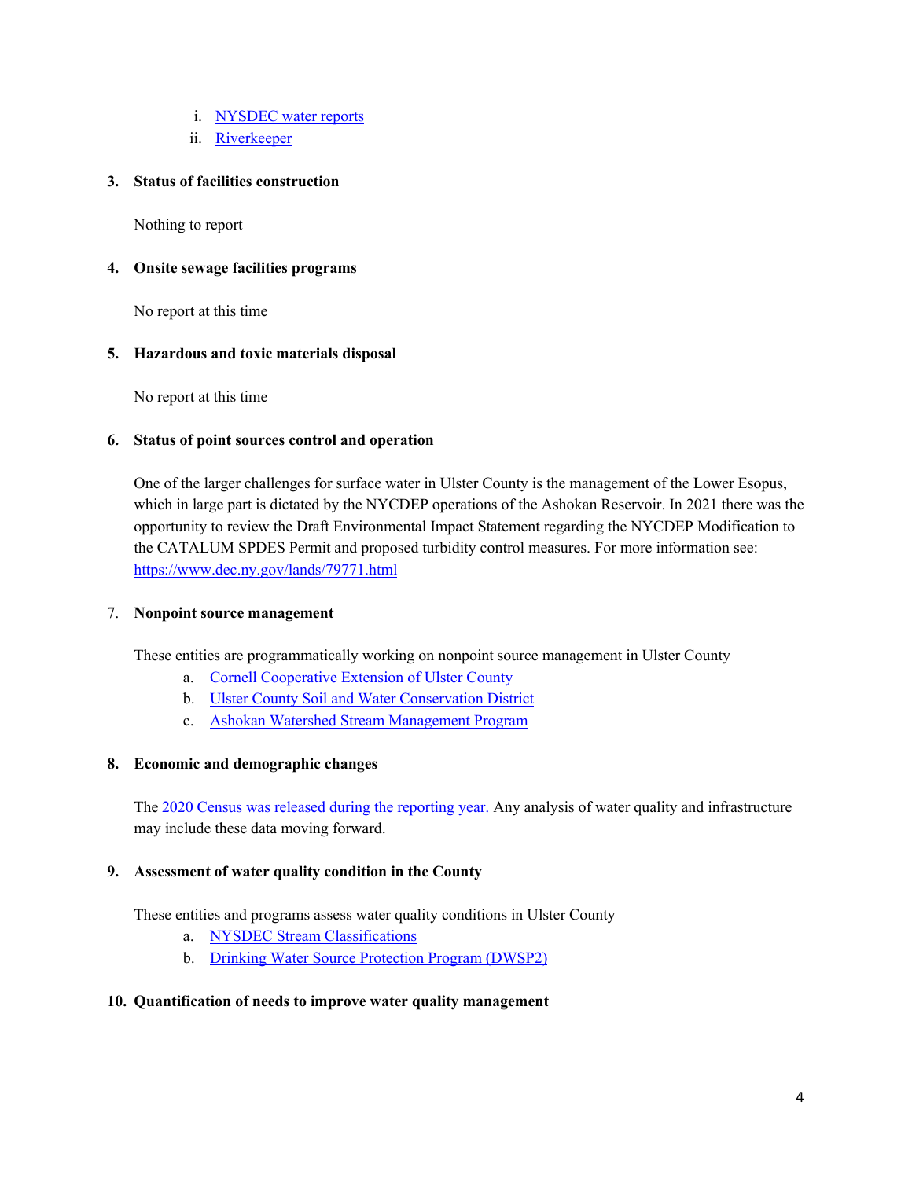i. [NYSDEC water reports]
   ii. [Riverkeeper]

**3. Status of facilities construction**

Nothing to report

**4. Onsite sewage facilities programs**

No report at this time

**5. Hazardous and toxic materials disposal**

No report at this time

**6. Status of point sources control and operation**

One of the larger challenges for surface water in Ulster County is the management of the Lower Esopus, which in large part is dictated by the NYCDEP operations of the Ashokan Reservoir. In 2021 there was the opportunity to review the Draft Environmental Impact Statement regarding the NYCDEP Modification to the CATALUM SPDES Permit and proposed turbidity control measures. For more information see: https://www.dec.ny.gov/lands/79771.html

7. **Nonpoint source management**

These entities are programmatically working on nonpoint source management in Ulster County

   a. Cornell Cooperative Extension of Ulster County
   b. Ulster County Soil and Water Conservation District
   c. Ashokan Watershed Stream Management Program

**8. Economic and demographic changes**

The 2020 Census was released during the reporting year. Any analysis of water quality and infrastructure may include these data moving forward.

**9. Assessment of water quality condition in the County**

These entities and programs assess water quality conditions in Ulster County

   a. NYSDEC Stream Classifications
   b. Drinking Water Source Protection Program (DWSP2)

**10. Quantification of needs to improve water quality management**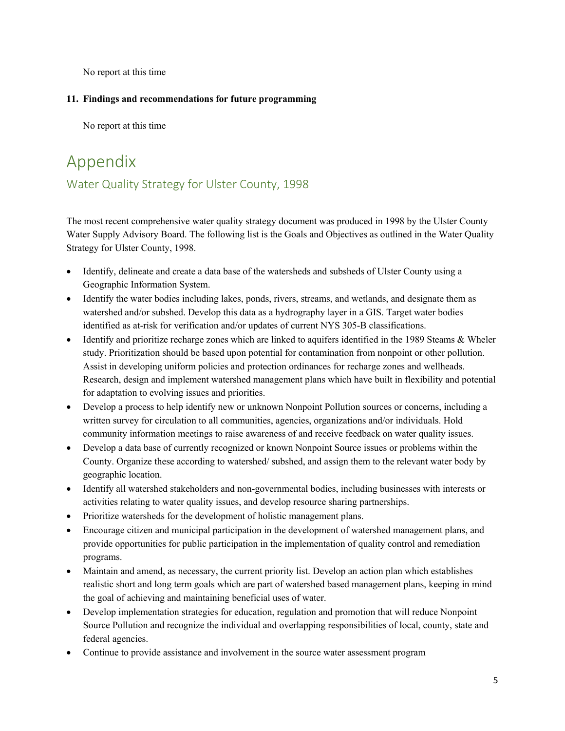No report at this time

**11. Findings and recommendations for future programming**

No report at this time

# Appendix

## Water Quality Strategy for Ulster County, 1998

The most recent comprehensive water quality strategy document was produced in 1998 by the Ulster County Water Supply Advisory Board. The following list is the Goals and Objectives as outlined in the Water Quality Strategy for Ulster County, 1998.

- Identify, delineate and create a data base of the watersheds and subsheds of Ulster County using a Geographic Information System.
- Identify the water bodies including lakes, ponds, rivers, streams, and wetlands, and designate them as watershed and/or subshed. Develop this data as a hydrography layer in a GIS. Target water bodies identified as at-risk for verification and/or updates of current NYS 305-B classifications.
- Identify and prioritize recharge zones which are linked to aquifers identified in the 1989 Steams & Wheler study. Prioritization should be based upon potential for contamination from nonpoint or other pollution. Assist in developing uniform policies and protection ordinances for recharge zones and wellheads. Research, design and implement watershed management plans which have built in flexibility and potential for adaptation to evolving issues and priorities.
- Develop a process to help identify new or unknown Nonpoint Pollution sources or concerns, including a written survey for circulation to all communities, agencies, organizations and/or individuals. Hold community information meetings to raise awareness of and receive feedback on water quality issues.
- Develop a data base of currently recognized or known Nonpoint Source issues or problems within the County. Organize these according to watershed/ subshed, and assign them to the relevant water body by geographic location.
- Identify all watershed stakeholders and non-governmental bodies, including businesses with interests or activities relating to water quality issues, and develop resource sharing partnerships.
- Prioritize watersheds for the development of holistic management plans.
- Encourage citizen and municipal participation in the development of watershed management plans, and provide opportunities for public participation in the implementation of quality control and remediation programs.
- Maintain and amend, as necessary, the current priority list. Develop an action plan which establishes realistic short and long term goals which are part of watershed based management plans, keeping in mind the goal of achieving and maintaining beneficial uses of water.
- Develop implementation strategies for education, regulation and promotion that will reduce Nonpoint Source Pollution and recognize the individual and overlapping responsibilities of local, county, state and federal agencies.
- Continue to provide assistance and involvement in the source water assessment program